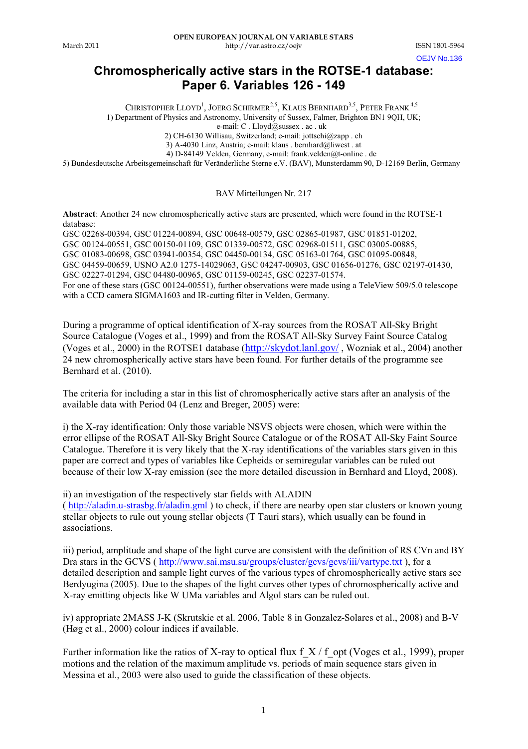OPEN EUROPEAN JOURNAL ON VARIABLE STARS

March 2011 http://var.astro.cz/oejv ISSN 1801-5964

OEJV No.136

# Chromospherically active stars in the ROTSE-1 database: Paper 6. Variables 126 - 149

CHRISTOPHER LLOYD[1], JOERG SCHIRMER[2,5], KLAUS BERNHARD[3,5], PETER FRANK[4,5]

1) Department of Physics and Astronomy, University of Sussex, Falmer, Brighton BN1 9QH, UK; e-mail: C . Lloyd@sussex . ac . uk

2) CH-6130 Willisau, Switzerland; e-mail: jottschi@zapp . ch

3) A-4030 Linz, Austria; e-mail: klaus . bernhard@liwest . at

4) D-84149 Velden, Germany, e-mail: frank.velden@t-online . de

5) Bundesdeutsche Arbeitsgemeinschaft für Veränderliche Sterne e.V. (BAV), Munsterdamm 90, D-12169 Berlin, Germany

BAV Mitteilungen Nr. 217

**Abstract**: Another 24 new chromospherically active stars are presented, which were found in the ROTSE-1 database:
GSC 02268-00394, GSC 01224-00894, GSC 00648-00579, GSC 02865-01987, GSC 01851-01202, GSC 00124-00551, GSC 00150-01109, GSC 01339-00572, GSC 02968-01511, GSC 03005-00885, GSC 01083-00698, GSC 03941-00354, GSC 04450-00134, GSC 05163-01764, GSC 01095-00848, GSC 04459-00659, USNO A2.0 1275-14029063, GSC 04247-00903, GSC 01656-01276, GSC 02197-01430, GSC 02227-01294, GSC 04480-00965, GSC 01159-00245, GSC 02237-01574.
For one of these stars (GSC 00124-00551), further observations were made using a TeleView 509/5.0 telescope with a CCD camera SIGMA1603 and IR-cutting filter in Velden, Germany.

During a programme of optical identification of X-ray sources from the ROSAT All-Sky Bright Source Catalogue (Voges et al., 1999) and from the ROSAT All-Sky Survey Faint Source Catalog (Voges et al., 2000) in the ROTSE1 database (http://skydot.lanl.gov/ , Wozniak et al., 2004) another 24 new chromospherically active stars have been found. For further details of the programme see Bernhard et al. (2010).

The criteria for including a star in this list of chromospherically active stars after an analysis of the available data with Period 04 (Lenz and Breger, 2005) were:

i) the X-ray identification: Only those variable NSVS objects were chosen, which were within the error ellipse of the ROSAT All-Sky Bright Source Catalogue or of the ROSAT All-Sky Faint Source Catalogue. Therefore it is very likely that the X-ray identifications of the variables stars given in this paper are correct and types of variables like Cepheids or semiregular variables can be ruled out because of their low X-ray emission (see the more detailed discussion in Bernhard and Lloyd, 2008).

ii) an investigation of the respectively star fields with ALADIN ( http://aladin.u-strasbg.fr/aladin.gml ) to check, if there are nearby open star clusters or known young stellar objects to rule out young stellar objects (T Tauri stars), which usually can be found in associations.

iii) period, amplitude and shape of the light curve are consistent with the definition of RS CVn and BY Dra stars in the GCVS ( http://www.sai.msu.su/groups/cluster/gcvs/gcvs/iii/vartype.txt ), for a detailed description and sample light curves of the various types of chromospherically active stars see Berdyugina (2005). Due to the shapes of the light curves other types of chromospherically active and X-ray emitting objects like W UMa variables and Algol stars can be ruled out.

iv) appropriate 2MASS J-K (Skrutskie et al. 2006, Table 8 in Gonzalez-Solares et al., 2008) and B-V (Høg et al., 2000) colour indices if available.

Further information like the ratios of X-ray to optical flux f_X / f_opt (Voges et al., 1999), proper motions and the relation of the maximum amplitude vs. periods of main sequence stars given in Messina et al., 2003 were also used to guide the classification of these objects.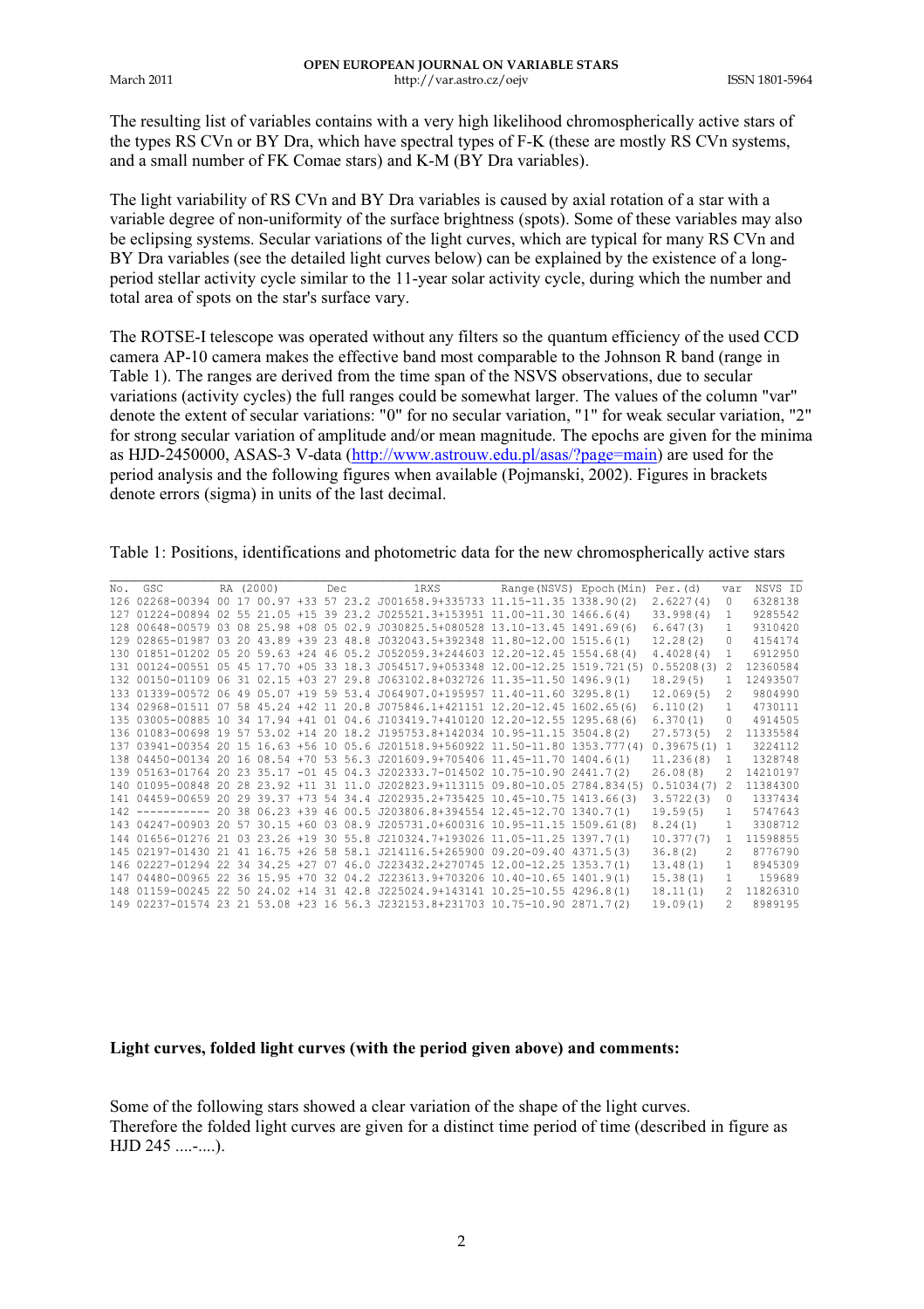The resulting list of variables contains with a very high likelihood chromospherically active stars of the types RS CVn or BY Dra, which have spectral types of F-K (these are mostly RS CVn systems, and a small number of FK Comae stars) and K-M (BY Dra variables).

The light variability of RS CVn and BY Dra variables is caused by axial rotation of a star with a variable degree of non-uniformity of the surface brightness (spots). Some of these variables may also be eclipsing systems. Secular variations of the light curves, which are typical for many RS CVn and BY Dra variables (see the detailed light curves below) can be explained by the existence of a long-period stellar activity cycle similar to the 11-year solar activity cycle, during which the number and total area of spots on the star's surface vary.

The ROTSE-I telescope was operated without any filters so the quantum efficiency of the used CCD camera AP-10 camera makes the effective band most comparable to the Johnson R band (range in Table 1). The ranges are derived from the time span of the NSVS observations, due to secular variations (activity cycles) the full ranges could be somewhat larger. The values of the column "var" denote the extent of secular variations: "0" for no secular variation, "1" for weak secular variation, "2" for strong secular variation of amplitude and/or mean magnitude. The epochs are given for the minima as HJD-2450000, ASAS-3 V-data (http://www.astrouw.edu.pl/asas/?page=main) are used for the period analysis and the following figures when available (Pojmanski, 2002). Figures in brackets denote errors (sigma) in units of the last decimal.

Table 1: Positions, identifications and photometric data for the new chromospherically active stars

| No. | GSC | RA (2000) | Dec | 1RXS | Range(NSVS) | Epoch(Min) | Per.(d) | var | NSVS ID |
|---|---|---|---|---|---|---|---|---|---|
| 126 | 02268-00394 | 00 17 00.97 | +33 57 23.2 | J001658.9+335733 | 11.15-11.35 | 1338.90(2) | 2.6227(4) | 0 | 6328138 |
| 127 | 01224-00894 | 02 55 21.05 | +15 39 23.2 | J025521.3+153951 | 11.00-11.30 | 1466.6(4) | 33.998(4) | 1 | 9285542 |
| 128 | 00648-00579 | 03 08 25.98 | +08 05 02.9 | J030825.5+080528 | 13.10-13.45 | 1491.69(6) | 6.647(3) | 1 | 9310420 |
| 129 | 02865-01987 | 03 20 43.89 | +39 23 48.8 | J032043.5+392348 | 11.80-12.00 | 1515.6(1) | 12.28(2) | 0 | 4154174 |
| 130 | 01851-01202 | 05 20 59.63 | +24 46 05.2 | J052059.3+244603 | 12.20-12.45 | 1554.68(4) | 4.4028(4) | 1 | 6912950 |
| 131 | 00124-00551 | 05 45 17.70 | +05 33 18.3 | J054517.9+053348 | 12.00-12.25 | 1519.721(5) | 0.55208(3) | 2 | 12360584 |
| 132 | 00150-01109 | 06 31 02.15 | +03 27 29.8 | J063102.8+032726 | 11.35-11.50 | 1496.9(1) | 18.29(5) | 1 | 12493507 |
| 133 | 01339-00572 | 06 49 05.07 | +19 59 53.4 | J064907.0+195957 | 11.40-11.60 | 3295.8(1) | 12.069(5) | 2 | 9804990 |
| 134 | 02968-01511 | 07 58 45.24 | +42 11 20.8 | J075846.1+421151 | 12.20-12.45 | 1602.65(6) | 6.110(2) | 1 | 4730111 |
| 135 | 03005-00885 | 10 34 17.94 | +41 01 04.6 | J103419.7+410120 | 12.20-12.55 | 1295.68(6) | 6.370(1) | 0 | 4914505 |
| 136 | 01083-00698 | 19 57 53.02 | +14 20 18.2 | J195753.8+142034 | 10.95-11.15 | 3504.8(2) | 27.573(5) | 2 | 11335584 |
| 137 | 03941-00354 | 20 15 16.63 | +56 10 05.6 | J201518.9+560922 | 11.50-11.80 | 1353.777(4) | 0.39675(1) | 1 | 3224112 |
| 138 | 04450-00134 | 20 16 08.54 | +70 53 56.3 | J201609.9+705406 | 11.45-11.70 | 1404.6(1) | 11.236(8) | 1 | 1328748 |
| 139 | 05163-01764 | 20 23 35.17 | -01 45 04.3 | J202333.7-014502 | 10.75-10.90 | 2441.7(2) | 26.08(8) | 2 | 14210197 |
| 140 | 01095-00848 | 20 28 23.92 | +11 31 11.0 | J202823.9+113115 | 09.80-10.05 | 2784.834(5) | 0.51034(7) | 2 | 11384300 |
| 141 | 04459-00659 | 20 29 39.37 | +73 54 34.4 | J202935.2+735425 | 10.45-10.75 | 1413.66(3) | 3.5722(3) | 0 | 1337434 |
| 142 | ----------- | 20 38 06.23 | +39 46 00.5 | J203806.8+394554 | 12.45-12.70 | 1340.7(1) | 19.59(5) | 1 | 5747643 |
| 143 | 04247-00903 | 20 57 30.15 | +60 03 08.9 | J205731.0+600316 | 10.95-11.15 | 1509.61(8) | 8.24(1) | 1 | 3308712 |
| 144 | 01656-01276 | 21 03 23.26 | +19 30 55.8 | J210324.7+193026 | 11.05-11.25 | 1397.7(1) | 10.377(7) | 1 | 11598855 |
| 145 | 02197-01430 | 21 41 16.75 | +26 58 58.1 | J214116.5+265900 | 09.20-09.40 | 4371.5(3) | 36.8(2) | 2 | 8776790 |
| 146 | 02227-01294 | 22 34 34.25 | +27 07 46.0 | J223432.2+270745 | 12.00-12.25 | 1353.7(1) | 13.48(1) | 1 | 8945309 |
| 147 | 04480-00965 | 22 36 15.95 | +70 32 04.2 | J223613.9+703206 | 10.40-10.65 | 1401.9(1) | 15.38(1) | 1 | 159689 |
| 148 | 01159-00245 | 22 50 24.02 | +14 31 42.8 | J225024.9+143141 | 10.25-10.55 | 4296.8(1) | 18.11(1) | 2 | 11826310 |
| 149 | 02237-01574 | 23 21 53.08 | +23 16 56.3 | J232153.8+231703 | 10.75-10.90 | 2871.7(2) | 19.09(1) | 2 | 8989195 |

**Light curves, folded light curves (with the period given above) and comments:**

Some of the following stars showed a clear variation of the shape of the light curves.
Therefore the folded light curves are given for a distinct time period of time (described in figure as HJD 245 ....-....).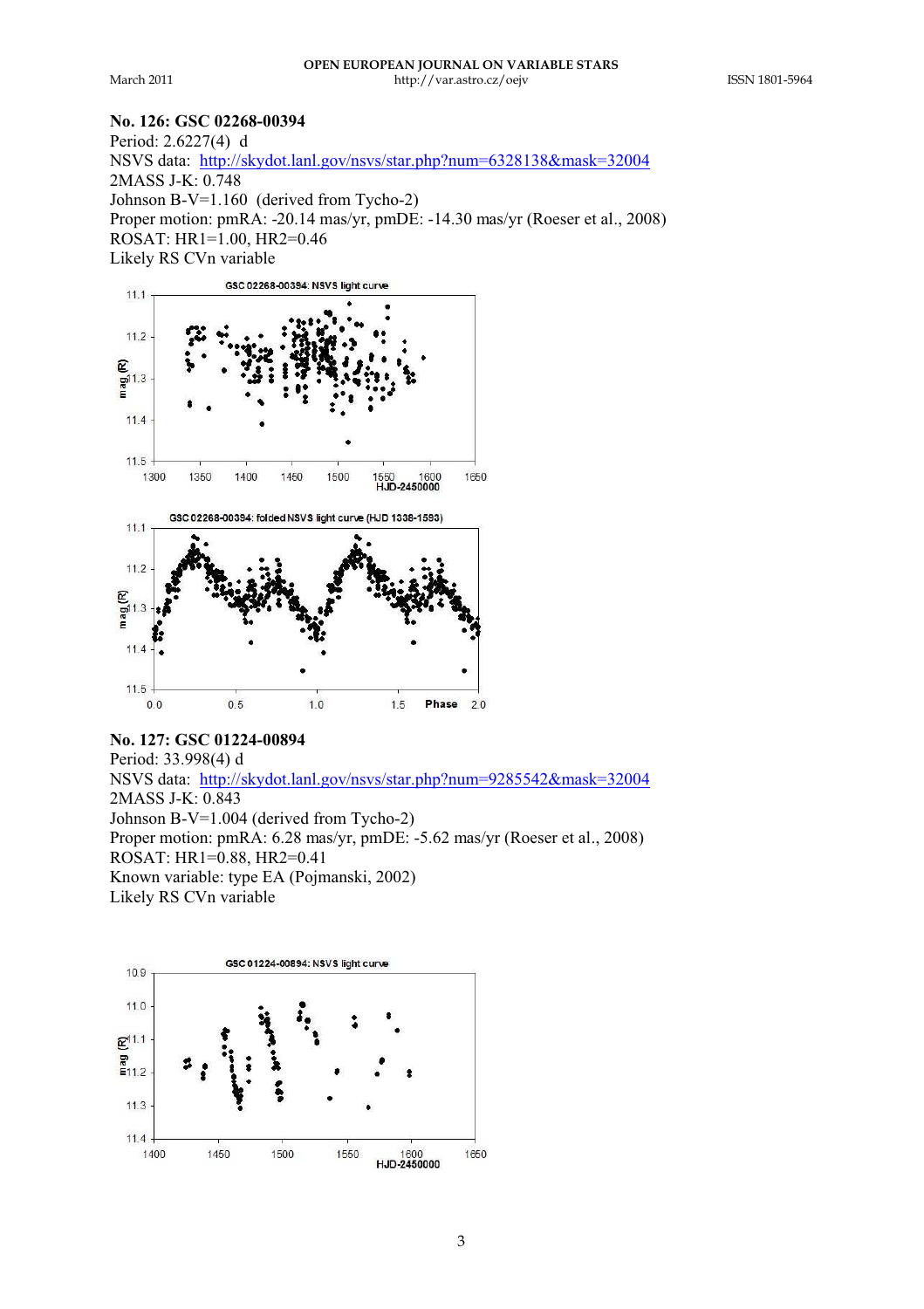**No. 126: GSC 02268-00394**

Period: 2.6227(4) d

NSVS data: http://skydot.lanl.gov/nsvs/star.php?num=6328138&mask=32004

2MASS J-K: 0.748

Johnson B-V=1.160 (derived from Tycho-2)

Proper motion: pmRA: -20.14 mas/yr, pmDE: -14.30 mas/yr (Roeser et al., 2008)

ROSAT: HR1=1.00, HR2=0.46

Likely RS CVn variable

**No. 127: GSC 01224-00894**

Period: 33.998(4) d

NSVS data: http://skydot.lanl.gov/nsvs/star.php?num=9285542&mask=32004

2MASS J-K: 0.843

Johnson B-V=1.004 (derived from Tycho-2)

Proper motion: pmRA: 6.28 mas/yr, pmDE: -5.62 mas/yr (Roeser et al., 2008)

ROSAT: HR1=0.88, HR2=0.41

Known variable: type EA (Pojmanski, 2002)

Likely RS CVn variable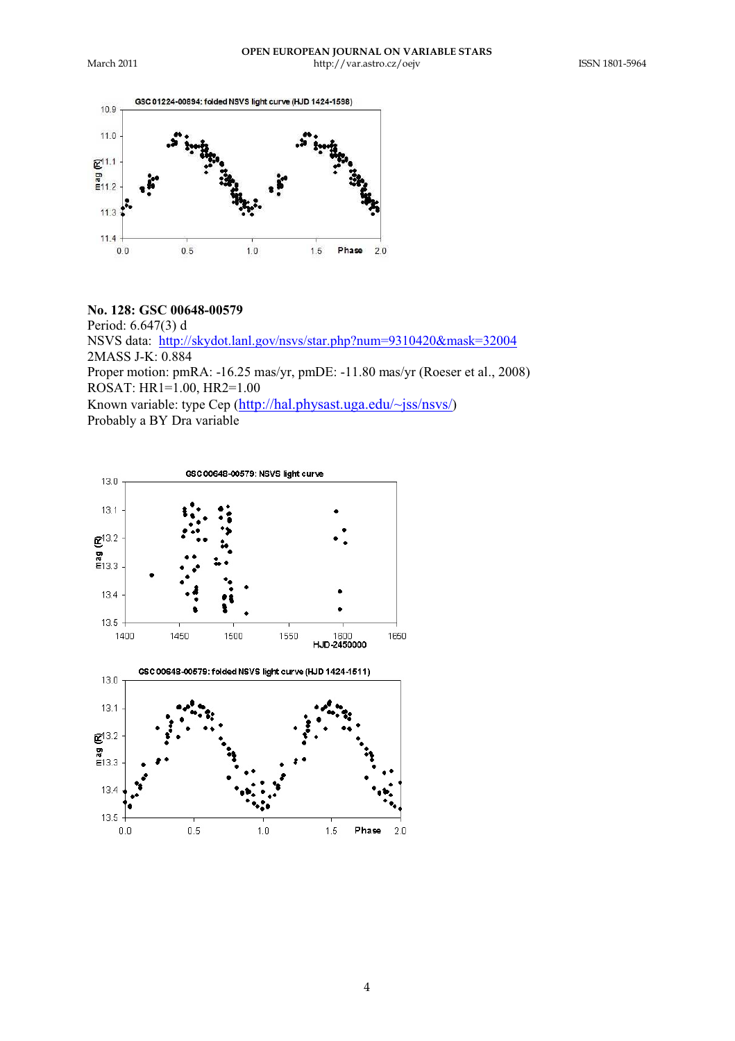## No. 128: GSC 00648-00579

Period: 6.647(3) d

NSVS data: http://skydot.lanl.gov/nsvs/star.php?num=9310420&mask=32004

2MASS J-K: 0.884

Proper motion: pmRA: -16.25 mas/yr, pmDE: -11.80 mas/yr (Roeser et al., 2008)

ROSAT: HR1=1.00, HR2=1.00

Known variable: type Cep (http://hal.physast.uga.edu/~jss/nsvs/)

Probably a BY Dra variable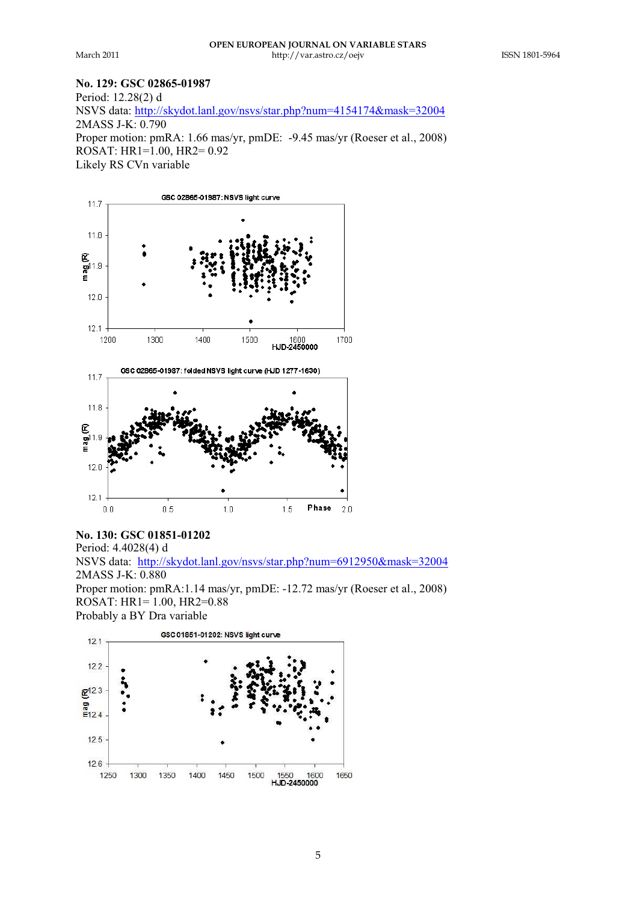**No. 129: GSC 02865-01987**
Period: 12.28(2) d
NSVS data: http://skydot.lanl.gov/nsvs/star.php?num=4154174&mask=32004
2MASS J-K: 0.790
Proper motion: pmRA: 1.66 mas/yr, pmDE: -9.45 mas/yr (Roeser et al., 2008)
ROSAT: HR1=1.00, HR2= 0.92
Likely RS CVn variable

**No. 130: GSC 01851-01202**
Period: 4.4028(4) d
NSVS data: http://skydot.lanl.gov/nsvs/star.php?num=6912950&mask=32004
2MASS J-K: 0.880
Proper motion: pmRA:1.14 mas/yr, pmDE: -12.72 mas/yr (Roeser et al., 2008)
ROSAT: HR1= 1.00, HR2=0.88
Probably a BY Dra variable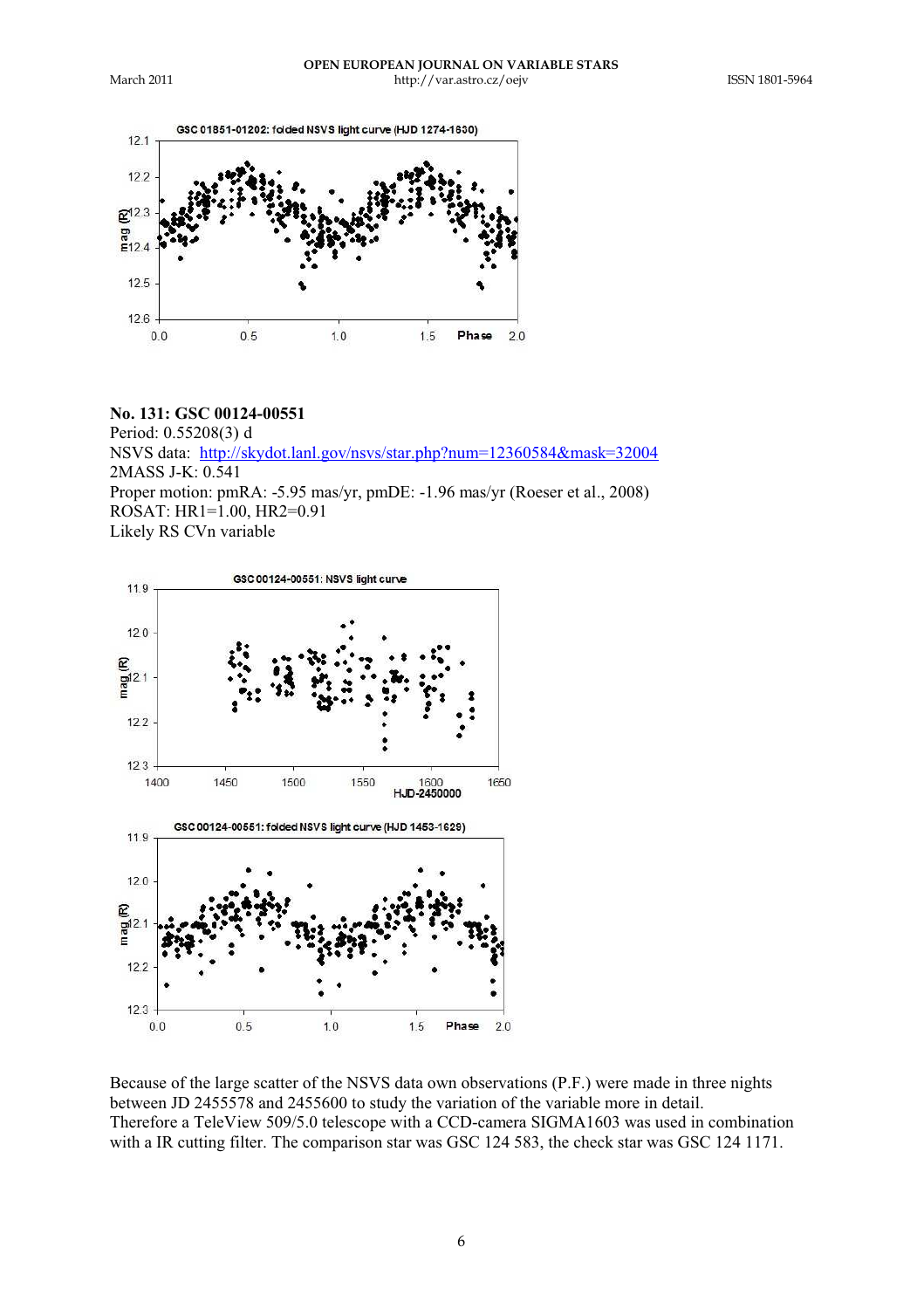**No. 131: GSC 00124-00551**

Period: 0.55208(3) d

NSVS data: http://skydot.lanl.gov/nsvs/star.php?num=12360584&mask=32004

2MASS J-K: 0.541

Proper motion: pmRA: -5.95 mas/yr, pmDE: -1.96 mas/yr (Roeser et al., 2008)

ROSAT: HR1=1.00, HR2=0.91

Likely RS CVn variable

Because of the large scatter of the NSVS data own observations (P.F.) were made in three nights between JD 2455578 and 2455600 to study the variation of the variable more in detail. Therefore a TeleView 509/5.0 telescope with a CCD-camera SIGMA1603 was used in combination with a IR cutting filter. The comparison star was GSC 124 583, the check star was GSC 124 1171.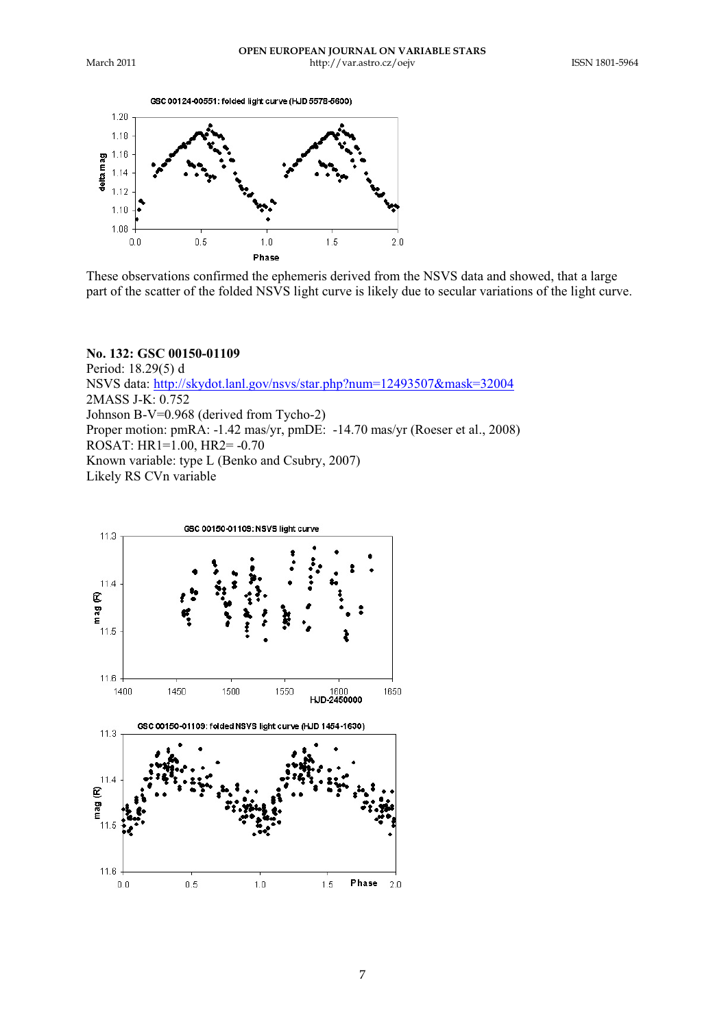These observations confirmed the ephemeris derived from the NSVS data and showed, that a large part of the scatter of the folded NSVS light curve is likely due to secular variations of the light curve.

**No. 132: GSC 00150-01109**

Period: 18.29(5) d
NSVS data: http://skydot.lanl.gov/nsvs/star.php?num=12493507&mask=32004
2MASS J-K: 0.752
Johnson B-V=0.968 (derived from Tycho-2)
Proper motion: pmRA: -1.42 mas/yr, pmDE: -14.70 mas/yr (Roeser et al., 2008)
ROSAT: HR1=1.00, HR2= -0.70
Known variable: type L (Benko and Csubry, 2007)
Likely RS CVn variable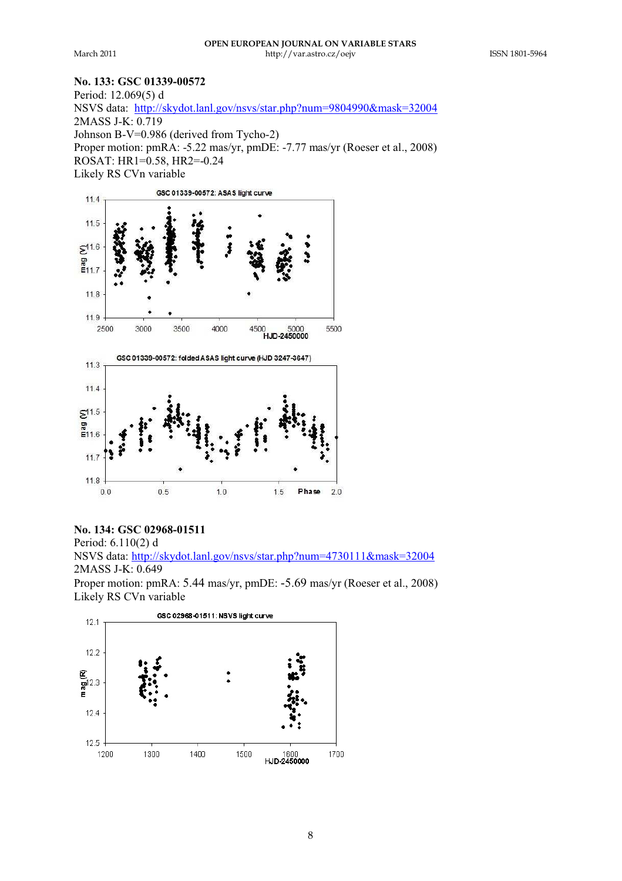### No. 133: GSC 01339-00572

Period: 12.069(5) d
NSVS data: http://skydot.lanl.gov/nsvs/star.php?num=9804990&mask=32004
2MASS J-K: 0.719
Johnson B-V=0.986 (derived from Tycho-2)
Proper motion: pmRA: -5.22 mas/yr, pmDE: -7.77 mas/yr (Roeser et al., 2008)
ROSAT: HR1=0.58, HR2=-0.24
Likely RS CVn variable

### No. 134: GSC 02968-01511

Period: 6.110(2) d
NSVS data: http://skydot.lanl.gov/nsvs/star.php?num=4730111&mask=32004
2MASS J-K: 0.649
Proper motion: pmRA: 5.44 mas/yr, pmDE: -5.69 mas/yr (Roeser et al., 2008)
Likely RS CVn variable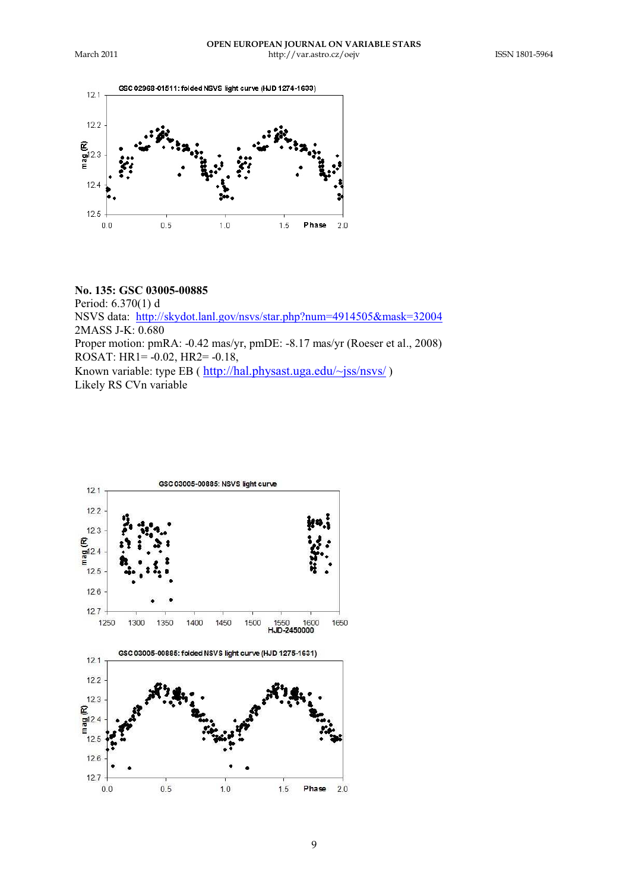## No. 135: GSC 03005-00885

Period: 6.370(1) d
NSVS data: http://skydot.lanl.gov/nsvs/star.php?num=4914505&mask=32004
2MASS J-K: 0.680
Proper motion: pmRA: -0.42 mas/yr, pmDE: -8.17 mas/yr (Roeser et al., 2008)
ROSAT: HR1= -0.02, HR2= -0.18,
Known variable: type EB ( http://hal.physast.uga.edu/~jss/nsvs/ )
Likely RS CVn variable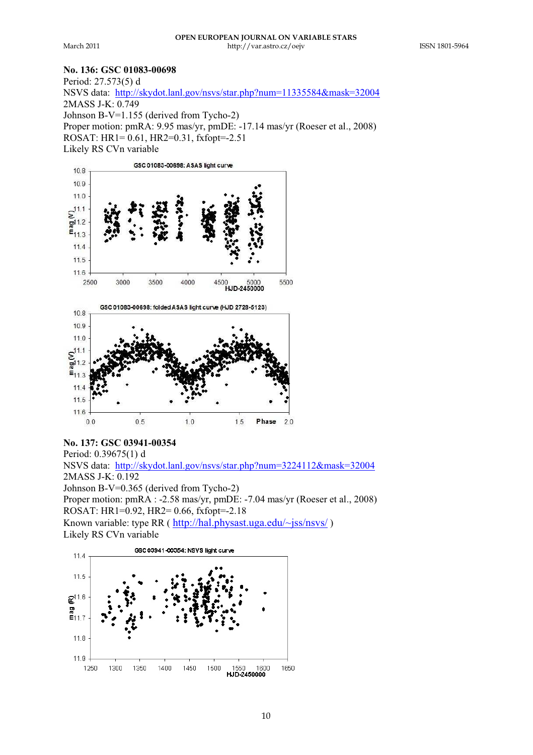**No. 136: GSC 01083-00698**

Period: 27.573(5) d
NSVS data: http://skydot.lanl.gov/nsvs/star.php?num=11335584&mask=32004
2MASS J-K: 0.749
Johnson B-V=1.155 (derived from Tycho-2)
Proper motion: pmRA: 9.95 mas/yr, pmDE: -17.14 mas/yr (Roeser et al., 2008)
ROSAT: HR1= 0.61, HR2=0.31, fxfopt=-2.51
Likely RS CVn variable

GSC 01083-00698: ASAS light curve

GSC 01083-00698: folded ASAS light curve (HJD 2728-5123)

**No. 137: GSC 03941-00354**

Period: 0.39675(1) d
NSVS data: http://skydot.lanl.gov/nsvs/star.php?num=3224112&mask=32004
2MASS J-K: 0.192
Johnson B-V=0.365 (derived from Tycho-2)
Proper motion: pmRA : -2.58 mas/yr, pmDE: -7.04 mas/yr (Roeser et al., 2008)
ROSAT: HR1=0.92, HR2= 0.66, fxfopt=-2.18
Known variable: type RR ( http://hal.physast.uga.edu/~jss/nsvs/ )
Likely RS CVn variable

GSC 03941-00354: NSVS light curve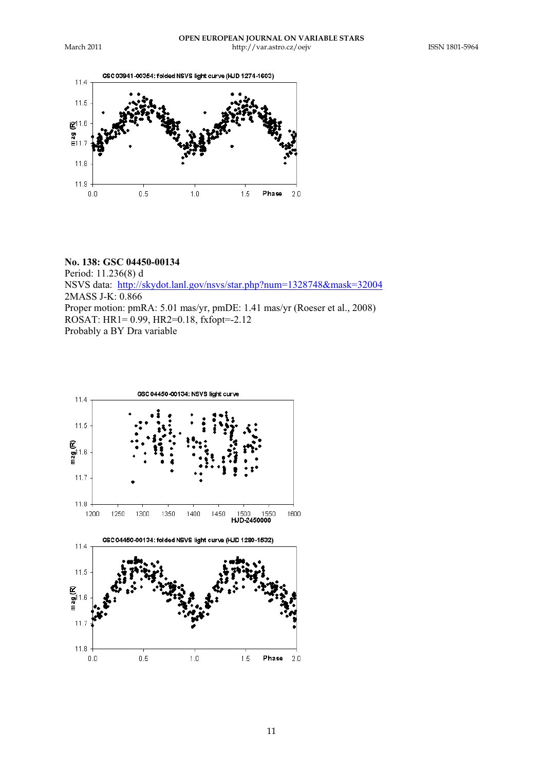No. 138: GSC 04450-00134

Period: 11.236(8) d

NSVS data: [http://skydot.lanl.gov/nsvs/star.php?num=1328748&mask=32004](http://skydot.lanl.gov/nsvs/star.php?num=1328748&mask=32004)

2MASS J-K: 0.866

Proper motion: pmRA: 5.01 mas/yr, pmDE: 1.41 mas/yr (Roeser et al., 2008)

ROSAT: HR1= 0.99, HR2=0.18, fxfopt=-2.12

Probably a BY Dra variable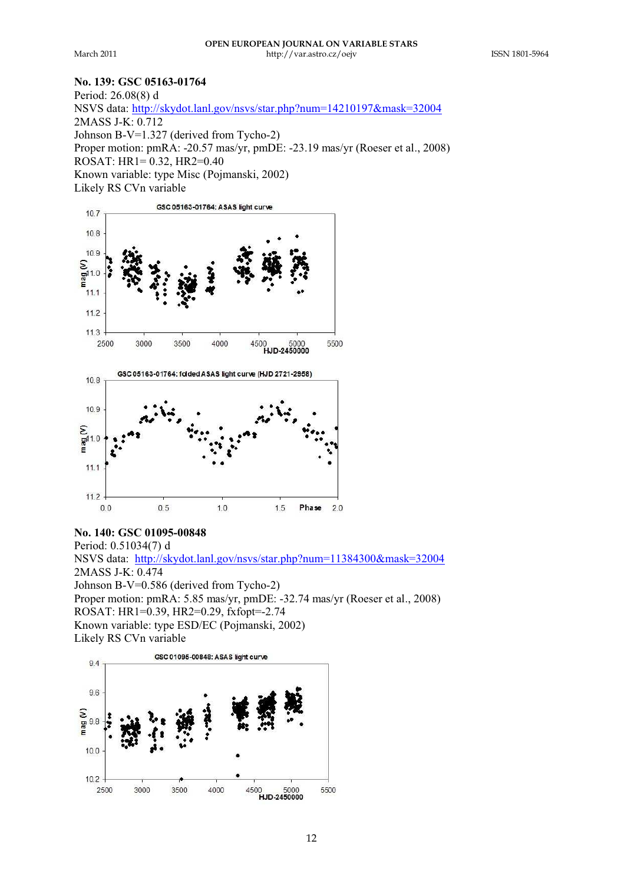### No. 139: GSC 05163-01764

Period: 26.08(8) d
NSVS data: http://skydot.lanl.gov/nsvs/star.php?num=14210197&mask=32004
2MASS J-K: 0.712
Johnson B-V=1.327 (derived from Tycho-2)
Proper motion: pmRA: -20.57 mas/yr, pmDE: -23.19 mas/yr (Roeser et al., 2008)
ROSAT: HR1= 0.32, HR2=0.40
Known variable: type Misc (Pojmanski, 2002)
Likely RS CVn variable

### No. 140: GSC 01095-00848

Period: 0.51034(7) d
NSVS data: http://skydot.lanl.gov/nsvs/star.php?num=11384300&mask=32004
2MASS J-K: 0.474
Johnson B-V=0.586 (derived from Tycho-2)
Proper motion: pmRA: 5.85 mas/yr, pmDE: -32.74 mas/yr (Roeser et al., 2008)
ROSAT: HR1=0.39, HR2=0.29, fxfopt=-2.74
Known variable: type ESD/EC (Pojmanski, 2002)
Likely RS CVn variable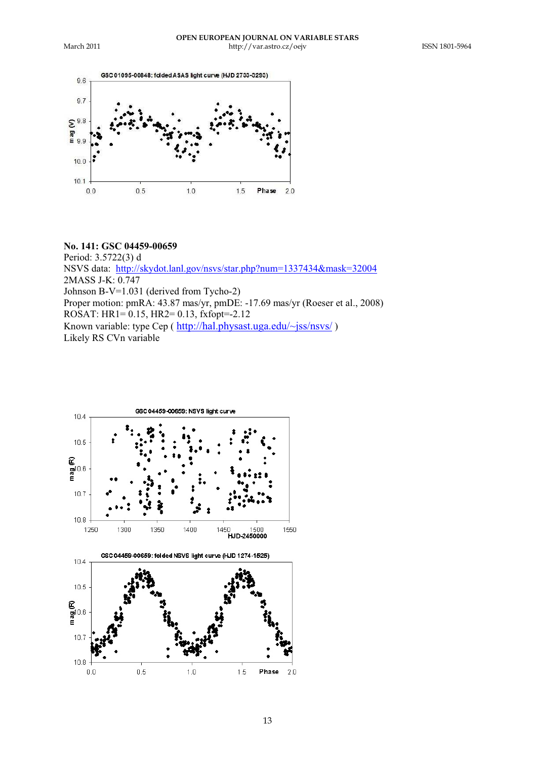**No. 141: GSC 04459-00659**

Period: 3.5722(3) d

NSVS data: http://skydot.lanl.gov/nsvs/star.php?num=1337434&mask=32004

2MASS J-K: 0.747

Johnson B-V=1.031 (derived from Tycho-2)

Proper motion: pmRA: 43.87 mas/yr, pmDE: -17.69 mas/yr (Roeser et al., 2008)

ROSAT: HR1= 0.15, HR2= 0.13, fxfopt=-2.12

Known variable: type Cep ( http://hal.physast.uga.edu/~jss/nsvs/ )

Likely RS CVn variable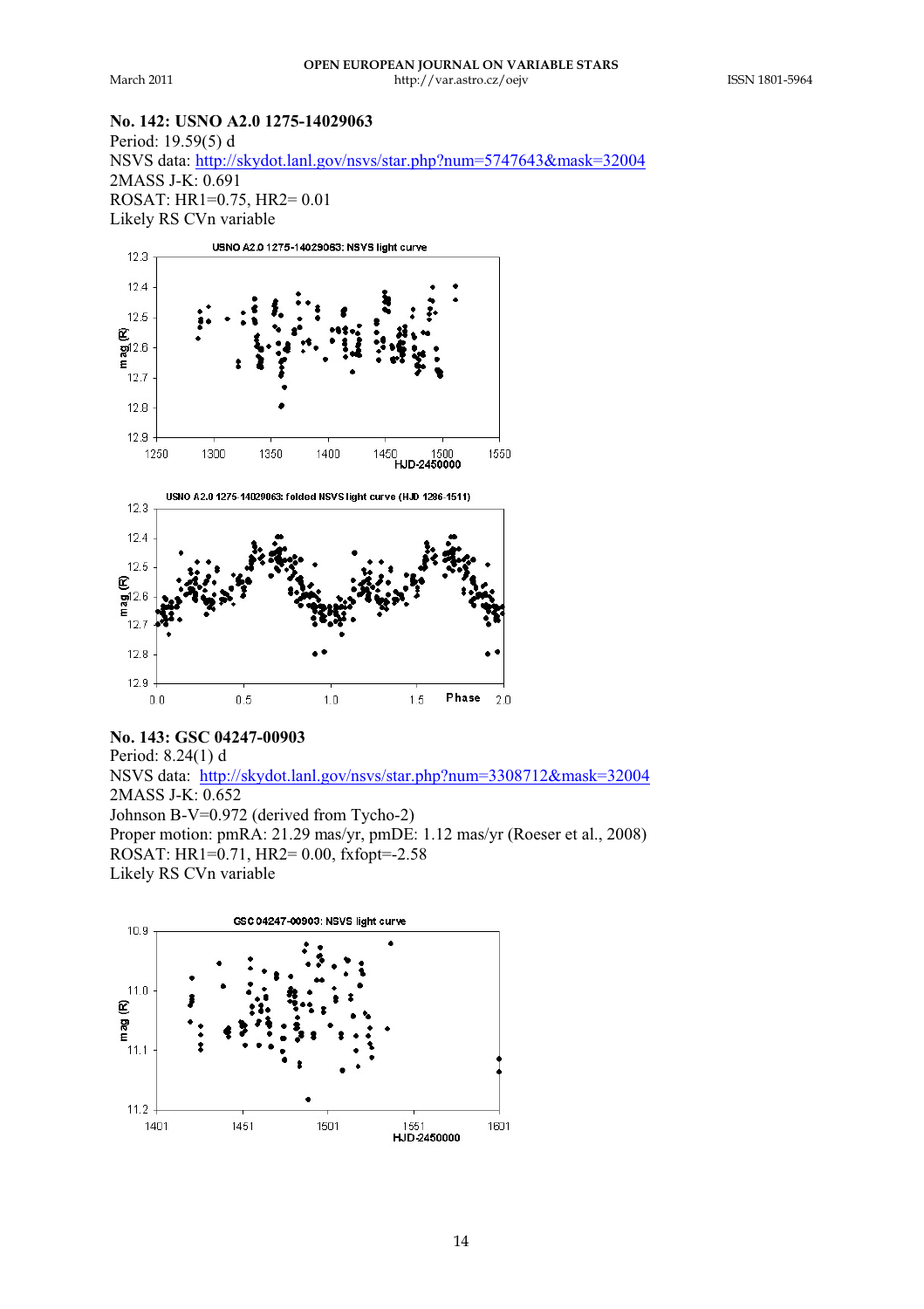**No. 142: USNO A2.0 1275-14029063**
Period: 19.59(5) d
NSVS data: http://skydot.lanl.gov/nsvs/star.php?num=5747643&mask=32004
2MASS J-K: 0.691
ROSAT: HR1=0.75, HR2= 0.01
Likely RS CVn variable

**No. 143: GSC 04247-00903**
Period: 8.24(1) d
NSVS data: http://skydot.lanl.gov/nsvs/star.php?num=3308712&mask=32004
2MASS J-K: 0.652
Johnson B-V=0.972 (derived from Tycho-2)
Proper motion: pmRA: 21.29 mas/yr, pmDE: 1.12 mas/yr (Roeser et al., 2008)
ROSAT: HR1=0.71, HR2= 0.00, fxfopt=-2.58
Likely RS CVn variable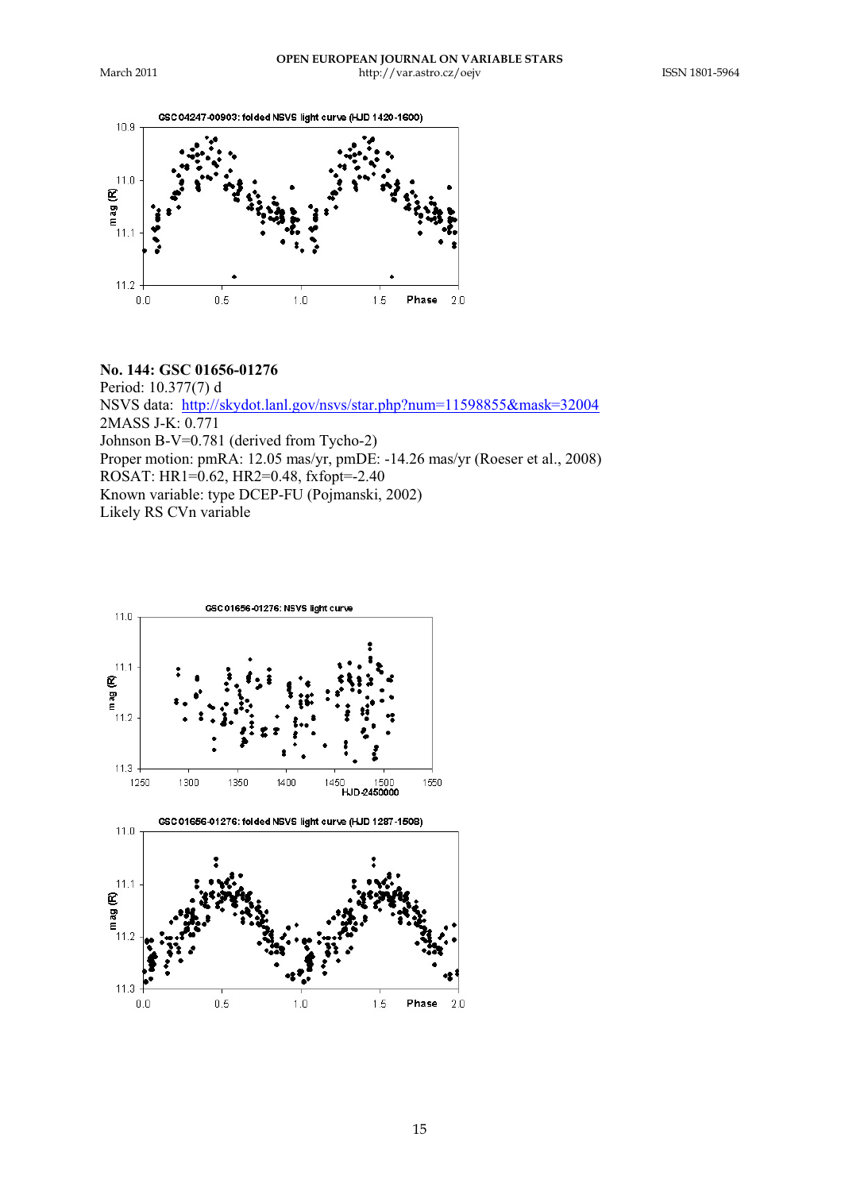**No. 144: GSC 01656-01276**

Period: 10.377(7) d

NSVS data: [http://skydot.lanl.gov/nsvs/star.php?num=11598855&mask=32004](http://skydot.lanl.gov/nsvs/star.php?num=11598855&mask=32004)

2MASS J-K: 0.771

Johnson B-V=0.781 (derived from Tycho-2)

Proper motion: pmRA: 12.05 mas/yr, pmDE: -14.26 mas/yr (Roeser et al., 2008)

ROSAT: HR1=0.62, HR2=0.48, fxfopt=-2.40

Known variable: type DCEP-FU (Pojmanski, 2002)

Likely RS CVn variable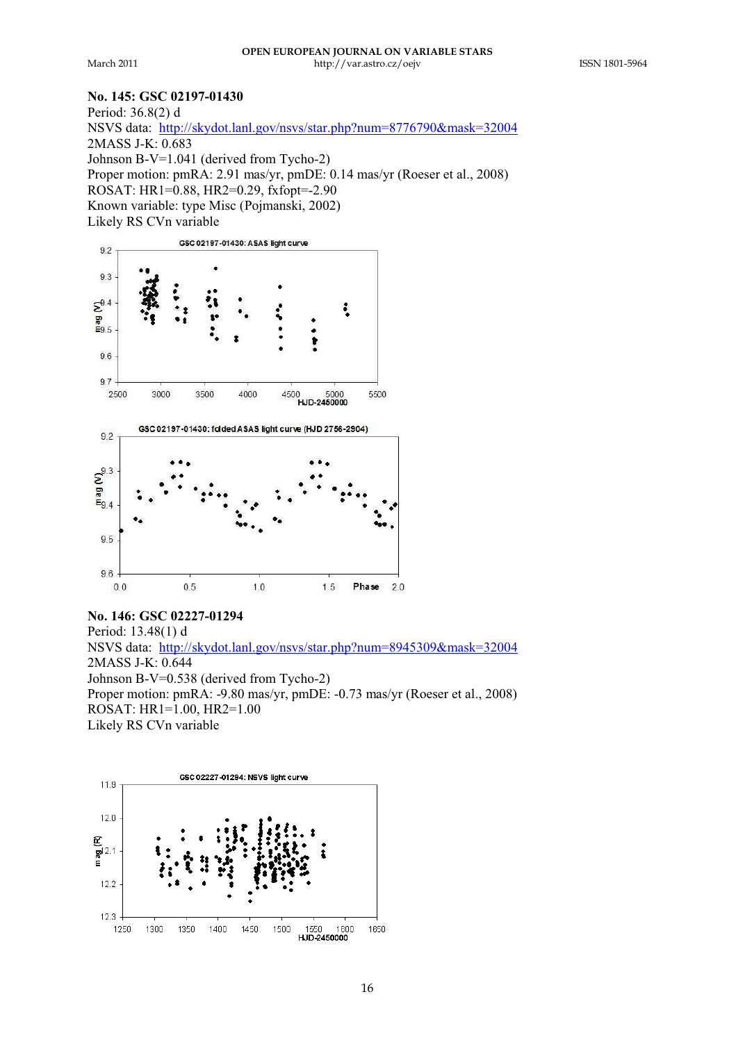## No. 145: GSC 02197-01430

Period: 36.8(2) d
NSVS data: http://skydot.lanl.gov/nsvs/star.php?num=8776790&mask=32004
2MASS J-K: 0.683
Johnson B-V=1.041 (derived from Tycho-2)
Proper motion: pmRA: 2.91 mas/yr, pmDE: 0.14 mas/yr (Roeser et al., 2008)
ROSAT: HR1=0.88, HR2=0.29, fxfopt=-2.90
Known variable: type Misc (Pojmanski, 2002)
Likely RS CVn variable

## No. 146: GSC 02227-01294

Period: 13.48(1) d
NSVS data: http://skydot.lanl.gov/nsvs/star.php?num=8945309&mask=32004
2MASS J-K: 0.644
Johnson B-V=0.538 (derived from Tycho-2)
Proper motion: pmRA: -9.80 mas/yr, pmDE: -0.73 mas/yr (Roeser et al., 2008)
ROSAT: HR1=1.00, HR2=1.00
Likely RS CVn variable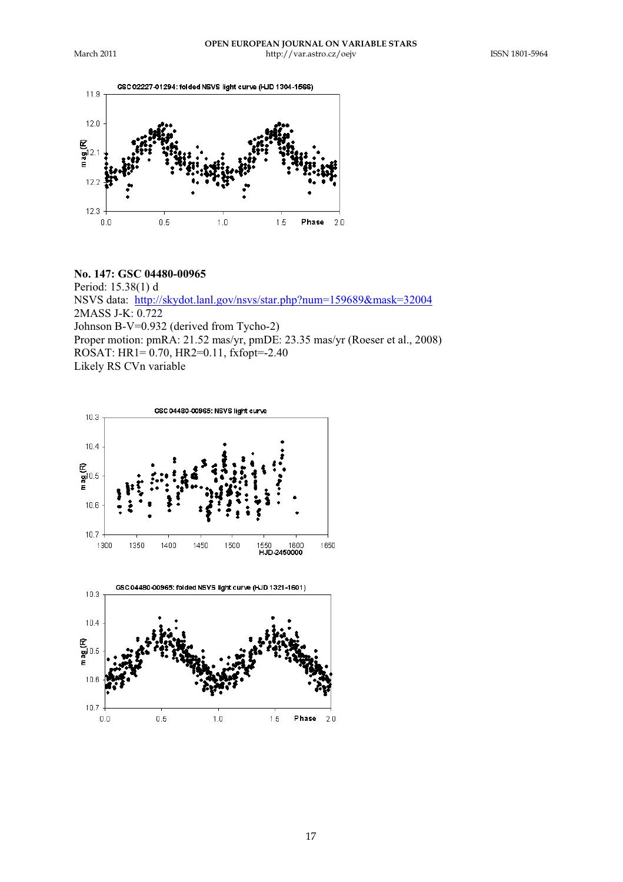### No. 147: GSC 04480-00965

Period: 15.38(1) d
NSVS data: http://skydot.lanl.gov/nsvs/star.php?num=159689&mask=32004
2MASS J-K: 0.722
Johnson B-V=0.932 (derived from Tycho-2)
Proper motion: pmRA: 21.52 mas/yr, pmDE: 23.35 mas/yr (Roeser et al., 2008)
ROSAT: HR1= 0.70, HR2=0.11, fxfopt=-2.40
Likely RS CVn variable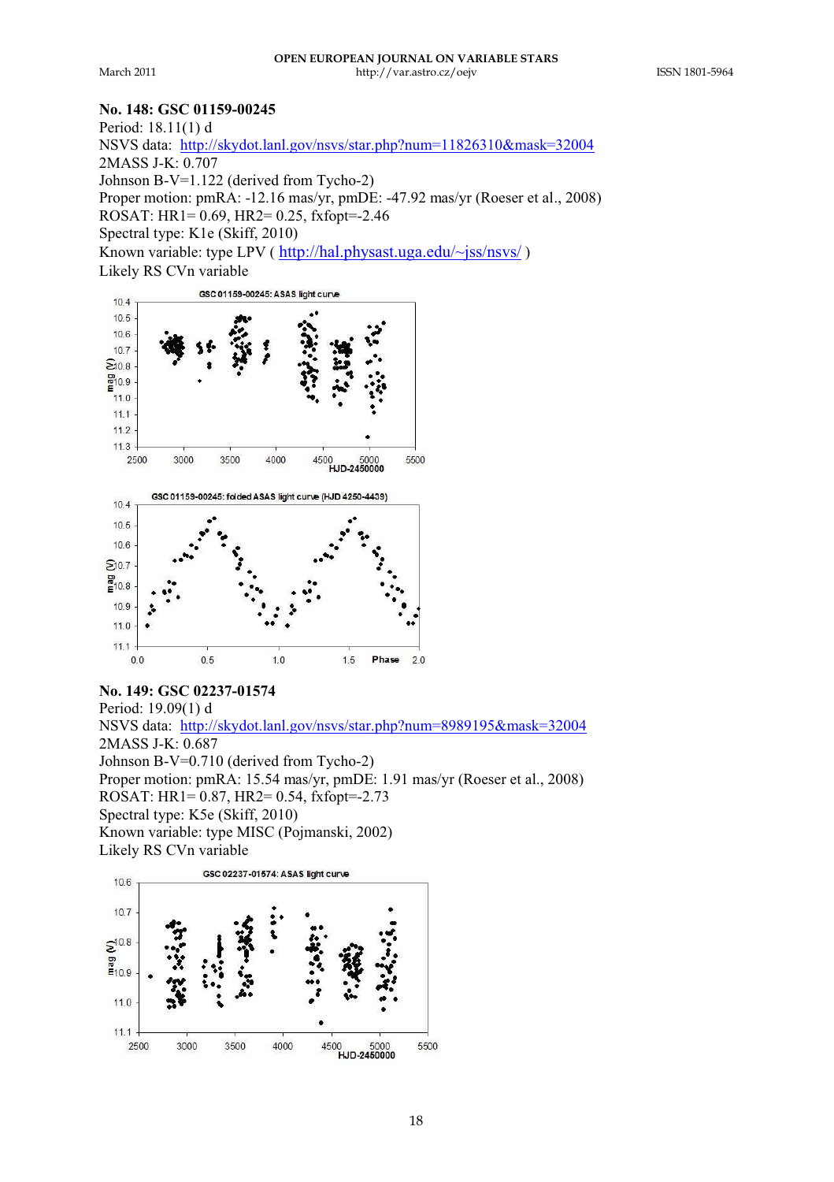**No. 148: GSC 01159-00245**
Period: 18.11(1) d
NSVS data: http://skydot.lanl.gov/nsvs/star.php?num=11826310&mask=32004
2MASS J-K: 0.707
Johnson B-V=1.122 (derived from Tycho-2)
Proper motion: pmRA: -12.16 mas/yr, pmDE: -47.92 mas/yr (Roeser et al., 2008)
ROSAT: HR1= 0.69, HR2= 0.25, fxfopt=-2.46
Spectral type: K1e (Skiff, 2010)
Known variable: type LPV ( http://hal.physast.uga.edu/~jss/nsvs/ )
Likely RS CVn variable

**No. 149: GSC 02237-01574**
Period: 19.09(1) d
NSVS data: http://skydot.lanl.gov/nsvs/star.php?num=8989195&mask=32004
2MASS J-K: 0.687
Johnson B-V=0.710 (derived from Tycho-2)
Proper motion: pmRA: 15.54 mas/yr, pmDE: 1.91 mas/yr (Roeser et al., 2008)
ROSAT: HR1= 0.87, HR2= 0.54, fxfopt=-2.73
Spectral type: K5e (Skiff, 2010)
Known variable: type MISC (Pojmanski, 2002)
Likely RS CVn variable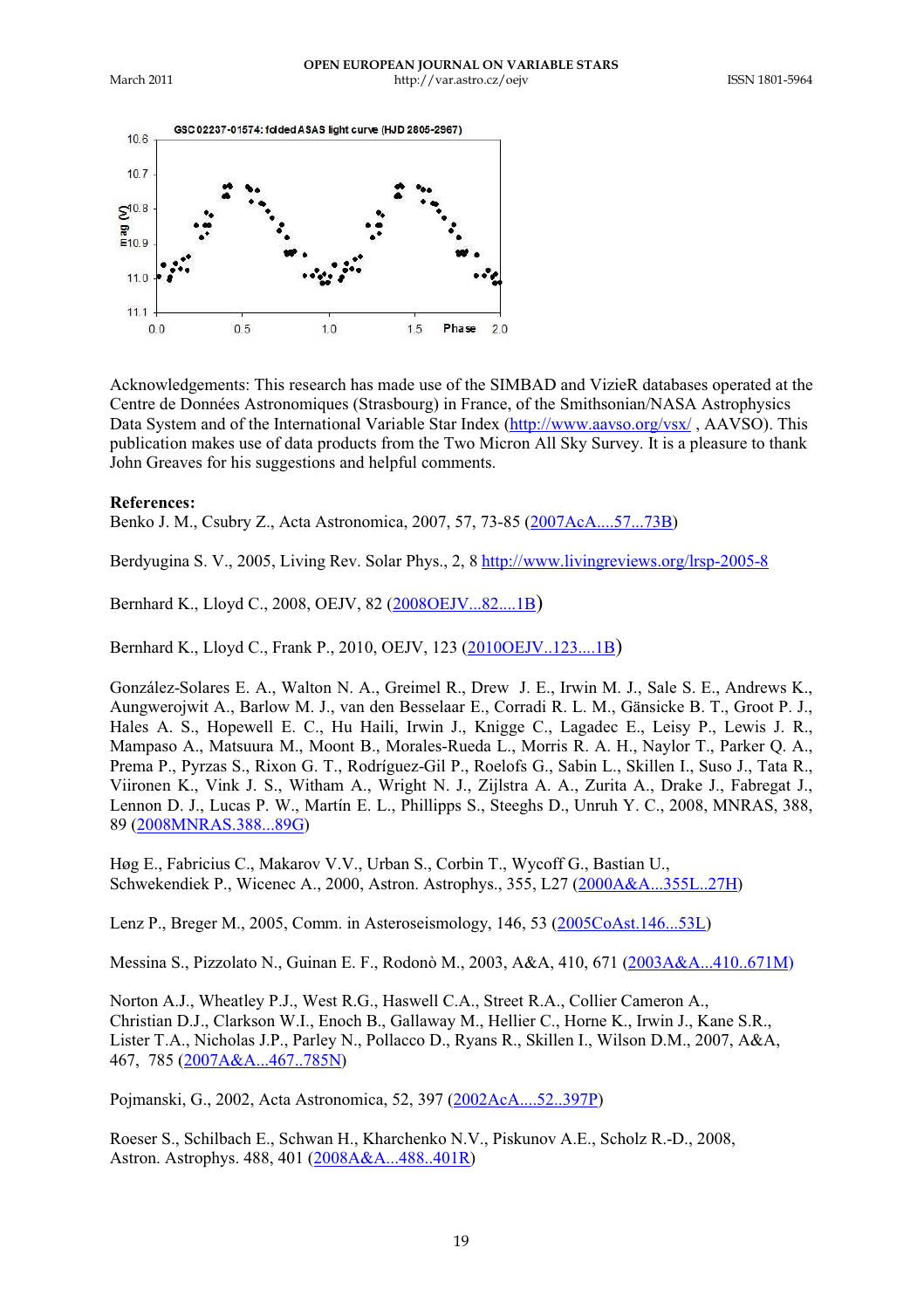Acknowledgements: This research has made use of the SIMBAD and VizieR databases operated at the Centre de Données Astronomiques (Strasbourg) in France, of the Smithsonian/NASA Astrophysics Data System and of the International Variable Star Index (http://www.aavso.org/vsx/ , AAVSO). This publication makes use of data products from the Two Micron All Sky Survey. It is a pleasure to thank John Greaves for his suggestions and helpful comments.

**References:**

Benko J. M., Csubry Z., Acta Astronomica, 2007, 57, 73-85 (2007AcA....57...73B)

Berdyugina S. V., 2005, Living Rev. Solar Phys., 2, 8 http://www.livingreviews.org/lrsp-2005-8

Bernhard K., Lloyd C., 2008, OEJV, 82 (2008OEJV...82....1B)

Bernhard K., Lloyd C., Frank P., 2010, OEJV, 123 (2010OEJV..123....1B)

González-Solares E. A., Walton N. A., Greimel R., Drew J. E., Irwin M. J., Sale S. E., Andrews K., Aungwerojwit A., Barlow M. J., van den Besselaar E., Corradi R. L. M., Gänsicke B. T., Groot P. J., Hales A. S., Hopewell E. C., Hu Haili, Irwin J., Knigge C., Lagadec E., Leisy P., Lewis J. R., Mampaso A., Matsuura M., Moont B., Morales-Rueda L., Morris R. A. H., Naylor T., Parker Q. A., Prema P., Pyrzas S., Rixon G. T., Rodríguez-Gil P., Roelofs G., Sabin L., Skillen I., Suso J., Tata R., Viironen K., Vink J. S., Witham A., Wright N. J., Zijlstra A. A., Zurita A., Drake J., Fabregat J., Lennon D. J., Lucas P. W., Martín E. L., Phillipps S., Steeghs D., Unruh Y. C., 2008, MNRAS, 388, 89 (2008MNRAS.388...89G)

Høg E., Fabricius C., Makarov V.V., Urban S., Corbin T., Wycoff G., Bastian U., Schwekendiek P., Wicenec A., 2000, Astron. Astrophys., 355, L27 (2000A&A...355L..27H)

Lenz P., Breger M., 2005, Comm. in Asteroseismology, 146, 53 (2005CoAst.146...53L)

Messina S., Pizzolato N., Guinan E. F., Rodonò M., 2003, A&A, 410, 671 (2003A&A...410..671M)

Norton A.J., Wheatley P.J., West R.G., Haswell C.A., Street R.A., Collier Cameron A., Christian D.J., Clarkson W.I., Enoch B., Gallaway M., Hellier C., Horne K., Irwin J., Kane S.R., Lister T.A., Nicholas J.P., Parley N., Pollacco D., Ryans R., Skillen I., Wilson D.M., 2007, A&A, 467, 785 (2007A&A...467..785N)

Pojmanski, G., 2002, Acta Astronomica, 52, 397 (2002AcA....52..397P)

Roeser S., Schilbach E., Schwan H., Kharchenko N.V., Piskunov A.E., Scholz R.-D., 2008, Astron. Astrophys. 488, 401 (2008A&A...488..401R)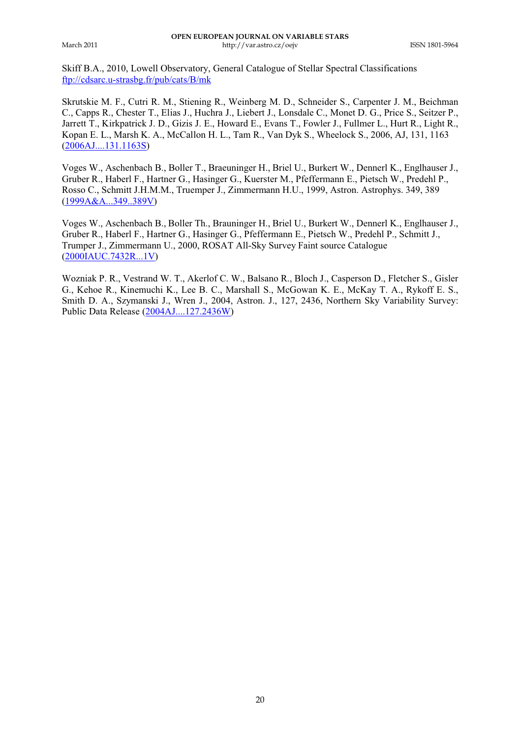Skiff B.A., 2010, Lowell Observatory, General Catalogue of Stellar Spectral Classifications ftp://cdsarc.u-strasbg.fr/pub/cats/B/mk

Skrutskie M. F., Cutri R. M., Stiening R., Weinberg M. D., Schneider S., Carpenter J. M., Beichman C., Capps R., Chester T., Elias J., Huchra J., Liebert J., Lonsdale C., Monet D. G., Price S., Seitzer P., Jarrett T., Kirkpatrick J. D., Gizis J. E., Howard E., Evans T., Fowler J., Fullmer L., Hurt R., Light R., Kopan E. L., Marsh K. A., McCallon H. L., Tam R., Van Dyk S., Wheelock S., 2006, AJ, 131, 1163 (2006AJ....131.1163S)

Voges W., Aschenbach B., Boller T., Braeuninger H., Briel U., Burkert W., Dennerl K., Englhauser J., Gruber R., Haberl F., Hartner G., Hasinger G., Kuerster M., Pfeffermann E., Pietsch W., Predehl P., Rosso C., Schmitt J.H.M.M., Truemper J., Zimmermann H.U., 1999, Astron. Astrophys. 349, 389 (1999A&A...349..389V)

Voges W., Aschenbach B., Boller Th., Brauninger H., Briel U., Burkert W., Dennerl K., Englhauser J., Gruber R., Haberl F., Hartner G., Hasinger G., Pfeffermann E., Pietsch W., Predehl P., Schmitt J., Trumper J., Zimmermann U., 2000, ROSAT All-Sky Survey Faint source Catalogue (2000IAUC.7432R...1V)

Wozniak P. R., Vestrand W. T., Akerlof C. W., Balsano R., Bloch J., Casperson D., Fletcher S., Gisler G., Kehoe R., Kinemuchi K., Lee B. C., Marshall S., McGowan K. E., McKay T. A., Rykoff E. S., Smith D. A., Szymanski J., Wren J., 2004, Astron. J., 127, 2436, Northern Sky Variability Survey: Public Data Release (2004AJ....127.2436W)